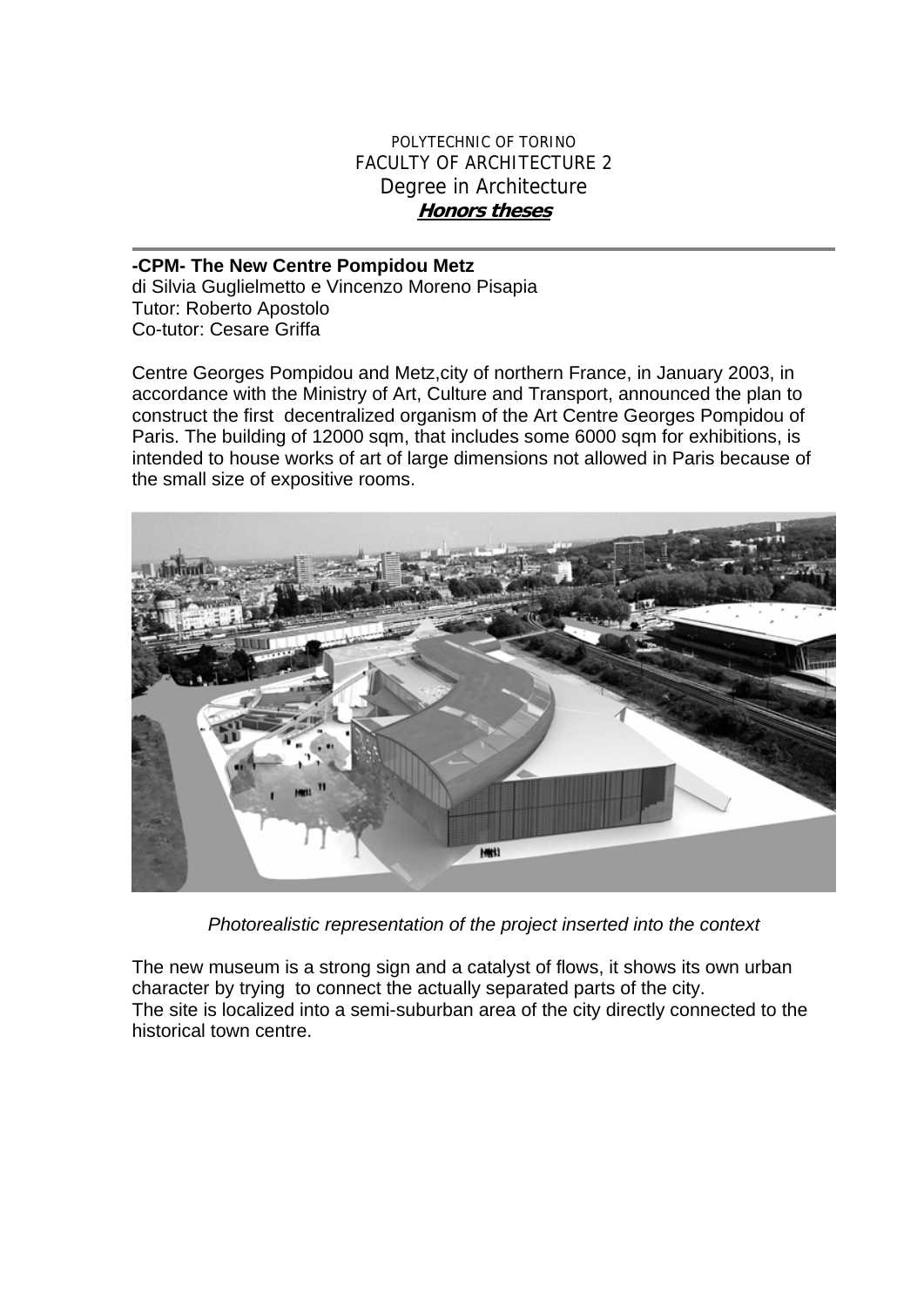POLYTECHNIC OF TORINO
FACULTY OF ARCHITECTURE 2
Degree in Architecture
***Honors theses***

---

**-CPM- The New Centre Pompidou Metz**
di Silvia Guglielmetto e Vincenzo Moreno Pisapia
Tutor: Roberto Apostolo
Co-tutor: Cesare Griffa

Centre Georges Pompidou and Metz,city of northern France, in January 2003, in accordance with the Ministry of Art, Culture and Transport, announced the plan to construct the first decentralized organism of the Art Centre Georges Pompidou of Paris. The building of 12000 sqm, that includes some 6000 sqm for exhibitions, is intended to house works of art of large dimensions not allowed in Paris because of the small size of expositive rooms.

*Photorealistic representation of the project inserted into the context*

The new museum is a strong sign and a catalyst of flows, it shows its own urban character by trying to connect the actually separated parts of the city.
The site is localized into a semi-suburban area of the city directly connected to the historical town centre.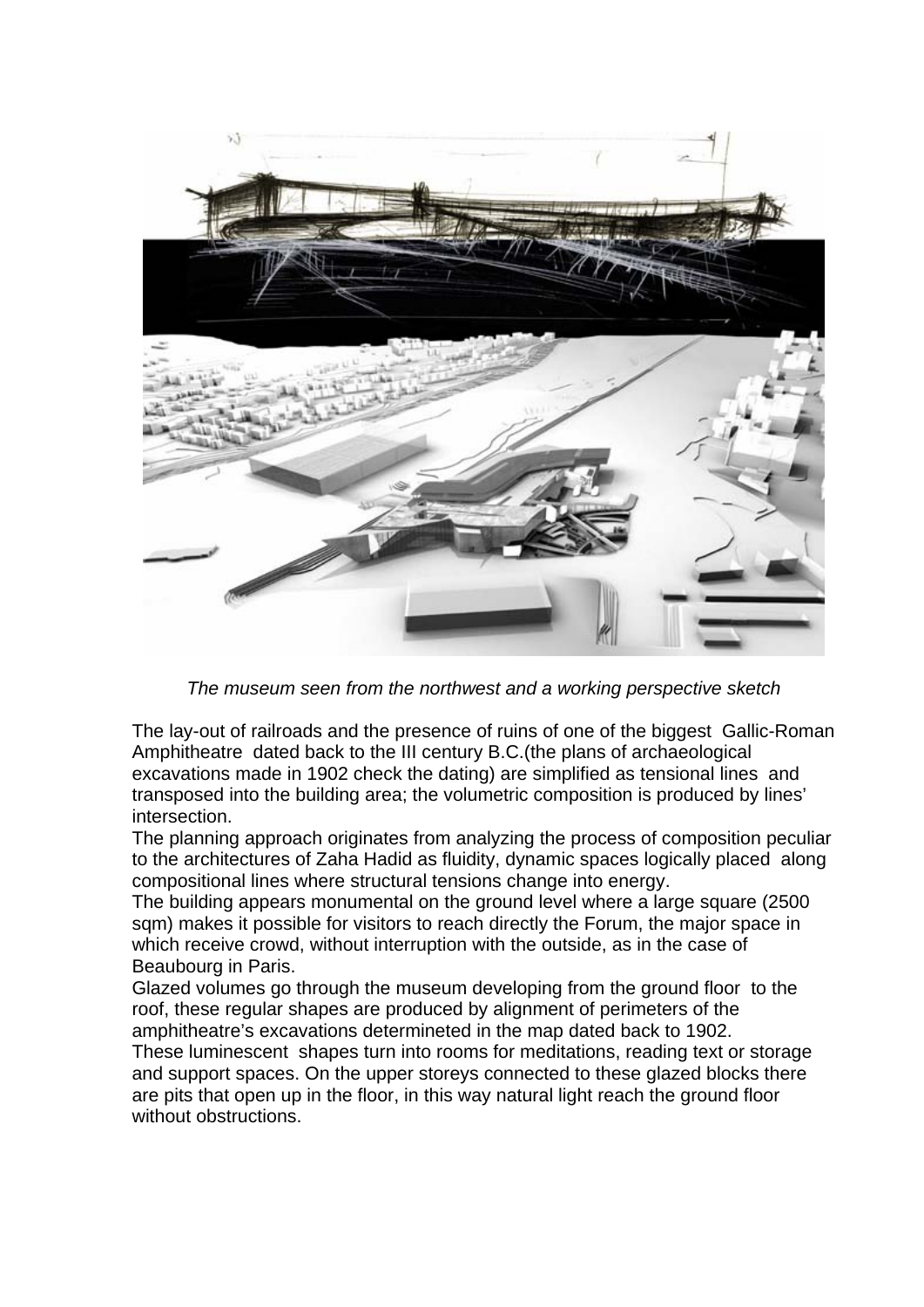*The museum seen from the northwest and a working perspective sketch*

The lay-out of railroads and the presence of ruins of one of the biggest Gallic-Roman Amphitheatre dated back to the III century B.C.(the plans of archaeological excavations made in 1902 check the dating) are simplified as tensional lines and transposed into the building area; the volumetric composition is produced by lines' intersection.
The planning approach originates from analyzing the process of composition peculiar to the architectures of Zaha Hadid as fluidity, dynamic spaces logically placed along compositional lines where structural tensions change into energy.
The building appears monumental on the ground level where a large square (2500 sqm) makes it possible for visitors to reach directly the Forum, the major space in which receive crowd, without interruption with the outside, as in the case of Beaubourg in Paris.
Glazed volumes go through the museum developing from the ground floor to the roof, these regular shapes are produced by alignment of perimeters of the amphitheatre's excavations determineted in the map dated back to 1902.
These luminescent shapes turn into rooms for meditations, reading text or storage and support spaces. On the upper storeys connected to these glazed blocks there are pits that open up in the floor, in this way natural light reach the ground floor without obstructions.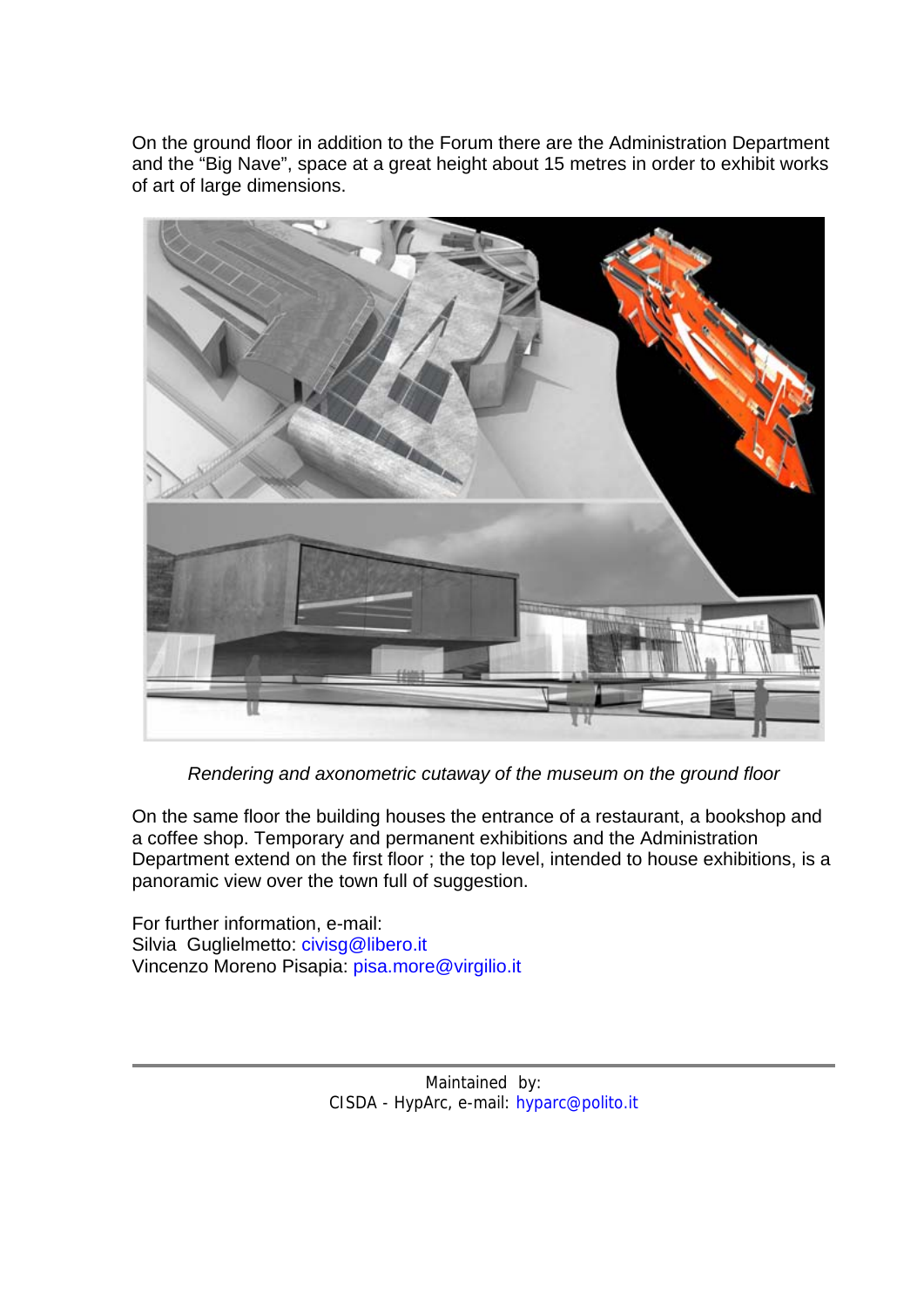On the ground floor in addition to the Forum there are the Administration Department and the "Big Nave", space at a great height about 15 metres in order to exhibit works of art of large dimensions.

*Rendering and axonometric cutaway of the museum on the ground floor*

On the same floor the building houses the entrance of a restaurant, a bookshop and a coffee shop. Temporary and permanent exhibitions and the Administration Department extend on the first floor ; the top level, intended to house exhibitions, is a panoramic view over the town full of suggestion.

For further information, e-mail:
Silvia Guglielmetto: civisg@libero.it
Vincenzo Moreno Pisapia: pisa.more@virgilio.it

---

Maintained by:
CISDA - HypArc, e-mail: hyparc@polito.it